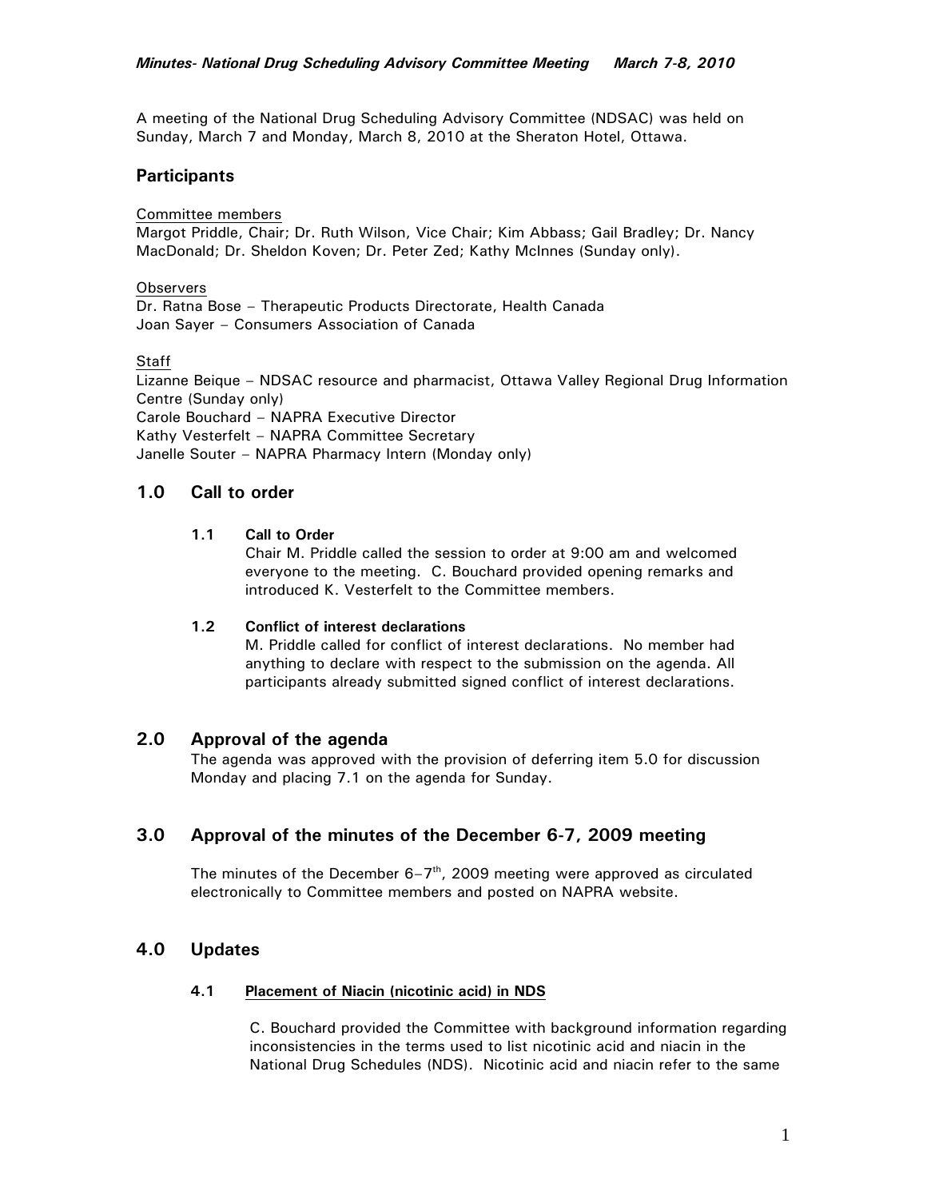A meeting of the National Drug Scheduling Advisory Committee (NDSAC) was held on Sunday, March 7 and Monday, March 8, 2010 at the Sheraton Hotel, Ottawa.

## Participants

Committee members
Margot Priddle, Chair; Dr. Ruth Wilson, Vice Chair; Kim Abbass; Gail Bradley; Dr. Nancy MacDonald; Dr. Sheldon Koven; Dr. Peter Zed; Kathy McInnes (Sunday only).

Observers
Dr. Ratna Bose – Therapeutic Products Directorate, Health Canada
Joan Sayer – Consumers Association of Canada

Staff
Lizanne Beique – NDSAC resource and pharmacist, Ottawa Valley Regional Drug Information Centre (Sunday only)
Carole Bouchard – NAPRA Executive Director
Kathy Vesterfelt – NAPRA Committee Secretary
Janelle Souter – NAPRA Pharmacy Intern (Monday only)

## 1.0 Call to order

### 1.1 Call to Order

Chair M. Priddle called the session to order at 9:00 am and welcomed everyone to the meeting. C. Bouchard provided opening remarks and introduced K. Vesterfelt to the Committee members.

### 1.2 Conflict of interest declarations

M. Priddle called for conflict of interest declarations. No member had anything to declare with respect to the submission on the agenda. All participants already submitted signed conflict of interest declarations.

## 2.0 Approval of the agenda

The agenda was approved with the provision of deferring item 5.0 for discussion Monday and placing 7.1 on the agenda for Sunday.

## 3.0 Approval of the minutes of the December 6-7, 2009 meeting

The minutes of the December 6–7th, 2009 meeting were approved as circulated electronically to Committee members and posted on NAPRA website.

## 4.0 Updates

### 4.1 Placement of Niacin (nicotinic acid) in NDS

C. Bouchard provided the Committee with background information regarding inconsistencies in the terms used to list nicotinic acid and niacin in the National Drug Schedules (NDS). Nicotinic acid and niacin refer to the same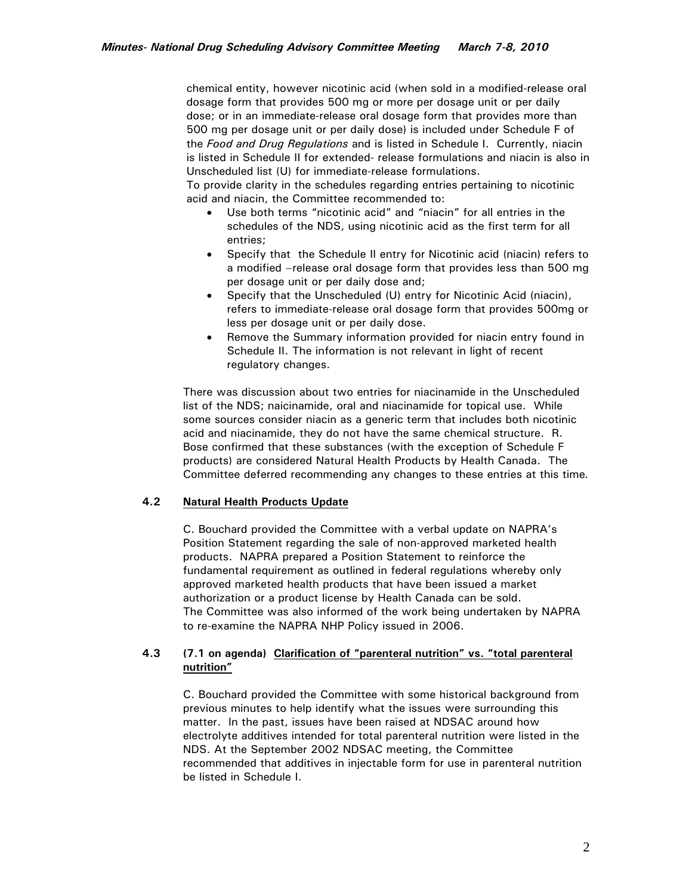chemical entity, however nicotinic acid (when sold in a modified-release oral dosage form that provides 500 mg or more per dosage unit or per daily dose; or in an immediate-release oral dosage form that provides more than 500 mg per dosage unit or per daily dose) is included under Schedule F of the *Food and Drug Regulations* and is listed in Schedule I. Currently, niacin is listed in Schedule II for extended- release formulations and niacin is also in Unscheduled list (U) for immediate-release formulations.
To provide clarity in the schedules regarding entries pertaining to nicotinic acid and niacin, the Committee recommended to:

- Use both terms "nicotinic acid" and "niacin" for all entries in the schedules of the NDS, using nicotinic acid as the first term for all entries;
- Specify that the Schedule II entry for Nicotinic acid (niacin) refers to a modified –release oral dosage form that provides less than 500 mg per dosage unit or per daily dose and;
- Specify that the Unscheduled (U) entry for Nicotinic Acid (niacin), refers to immediate-release oral dosage form that provides 500mg or less per dosage unit or per daily dose.
- Remove the Summary information provided for niacin entry found in Schedule II. The information is not relevant in light of recent regulatory changes.

There was discussion about two entries for niacinamide in the Unscheduled list of the NDS; naicinamide, oral and niacinamide for topical use. While some sources consider niacin as a generic term that includes both nicotinic acid and niacinamide, they do not have the same chemical structure. R. Bose confirmed that these substances (with the exception of Schedule F products) are considered Natural Health Products by Health Canada. The Committee deferred recommending any changes to these entries at this time*.*

### 4.2 Natural Health Products Update

C. Bouchard provided the Committee with a verbal update on NAPRA's Position Statement regarding the sale of non-approved marketed health products. NAPRA prepared a Position Statement to reinforce the fundamental requirement as outlined in federal regulations whereby only approved marketed health products that have been issued a market authorization or a product license by Health Canada can be sold.
The Committee was also informed of the work being undertaken by NAPRA to re-examine the NAPRA NHP Policy issued in 2006.

### 4.3 (7.1 on agenda) Clarification of "parenteral nutrition" vs. "total parenteral nutrition"

C. Bouchard provided the Committee with some historical background from previous minutes to help identify what the issues were surrounding this matter. In the past, issues have been raised at NDSAC around how electrolyte additives intended for total parenteral nutrition were listed in the NDS. At the September 2002 NDSAC meeting, the Committee recommended that additives in injectable form for use in parenteral nutrition be listed in Schedule I.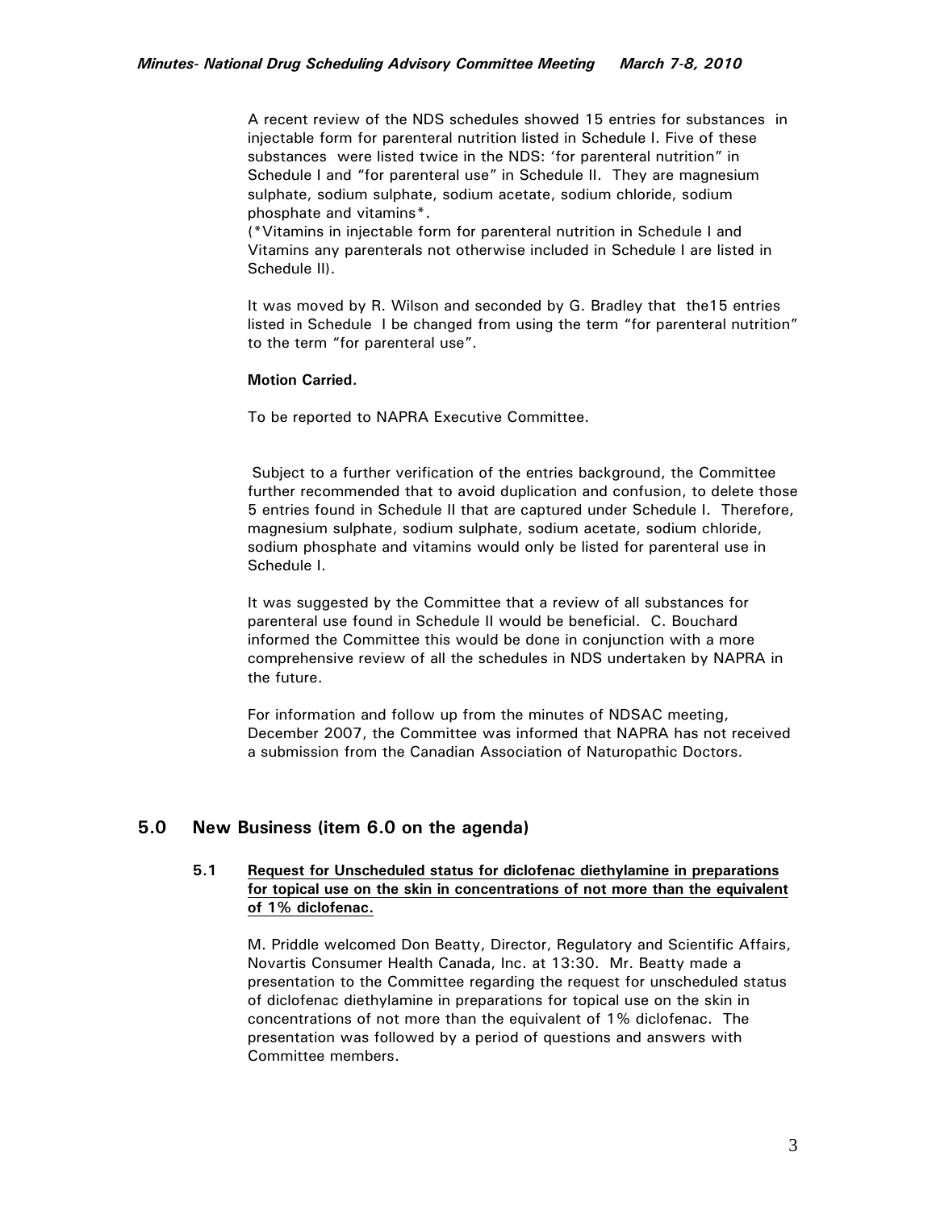A recent review of the NDS schedules showed 15 entries for substances in injectable form for parenteral nutrition listed in Schedule I. Five of these substances were listed twice in the NDS: 'for parenteral nutrition" in Schedule I and "for parenteral use" in Schedule II. They are magnesium sulphate, sodium sulphate, sodium acetate, sodium chloride, sodium phosphate and vitamins*.
(*Vitamins in injectable form for parenteral nutrition in Schedule I and Vitamins any parenterals not otherwise included in Schedule I are listed in Schedule II).

It was moved by R. Wilson and seconded by G. Bradley that the15 entries listed in Schedule I be changed from using the term "for parenteral nutrition" to the term "for parenteral use".

**Motion Carried.**

To be reported to NAPRA Executive Committee.

Subject to a further verification of the entries background, the Committee further recommended that to avoid duplication and confusion, to delete those 5 entries found in Schedule II that are captured under Schedule I. Therefore, magnesium sulphate, sodium sulphate, sodium acetate, sodium chloride, sodium phosphate and vitamins would only be listed for parenteral use in Schedule I.

It was suggested by the Committee that a review of all substances for parenteral use found in Schedule II would be beneficial. C. Bouchard informed the Committee this would be done in conjunction with a more comprehensive review of all the schedules in NDS undertaken by NAPRA in the future.

For information and follow up from the minutes of NDSAC meeting, December 2007, the Committee was informed that NAPRA has not received a submission from the Canadian Association of Naturopathic Doctors.

## 5.0 New Business (item 6.0 on the agenda)

### 5.1 Request for Unscheduled status for diclofenac diethylamine in preparations for topical use on the skin in concentrations of not more than the equivalent of 1% diclofenac.

M. Priddle welcomed Don Beatty, Director, Regulatory and Scientific Affairs, Novartis Consumer Health Canada, Inc. at 13:30. Mr. Beatty made a presentation to the Committee regarding the request for unscheduled status of diclofenac diethylamine in preparations for topical use on the skin in concentrations of not more than the equivalent of 1% diclofenac. The presentation was followed by a period of questions and answers with Committee members.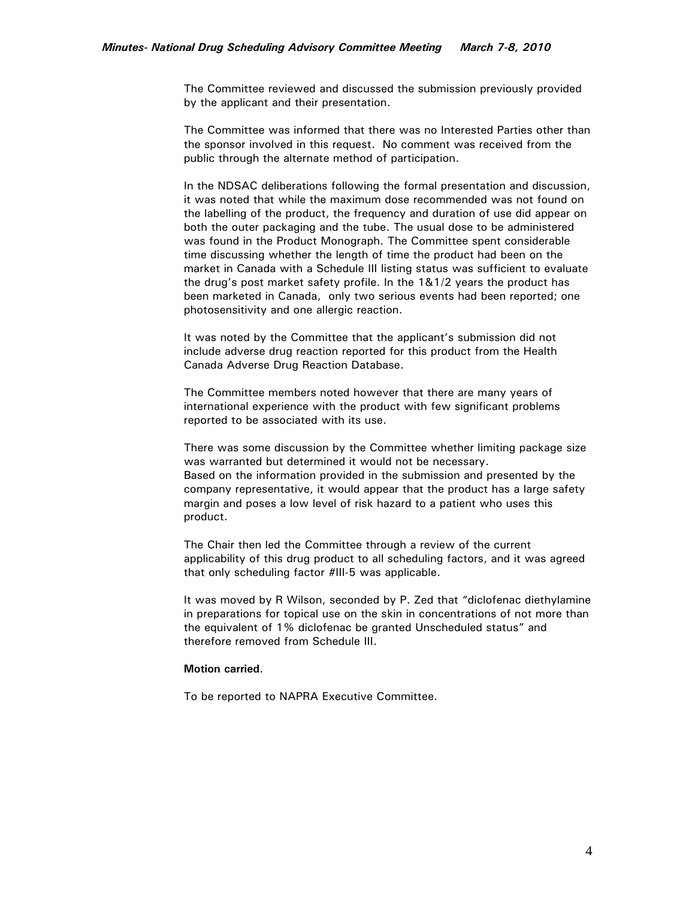The Committee reviewed and discussed the submission previously provided by the applicant and their presentation.

The Committee was informed that there was no Interested Parties other than the sponsor involved in this request. No comment was received from the public through the alternate method of participation.

In the NDSAC deliberations following the formal presentation and discussion, it was noted that while the maximum dose recommended was not found on the labelling of the product, the frequency and duration of use did appear on both the outer packaging and the tube. The usual dose to be administered was found in the Product Monograph. The Committee spent considerable time discussing whether the length of time the product had been on the market in Canada with a Schedule III listing status was sufficient to evaluate the drug's post market safety profile. In the 1&1/2 years the product has been marketed in Canada, only two serious events had been reported; one photosensitivity and one allergic reaction.

It was noted by the Committee that the applicant's submission did not include adverse drug reaction reported for this product from the Health Canada Adverse Drug Reaction Database.

The Committee members noted however that there are many years of international experience with the product with few significant problems reported to be associated with its use.

There was some discussion by the Committee whether limiting package size was warranted but determined it would not be necessary.
Based on the information provided in the submission and presented by the company representative, it would appear that the product has a large safety margin and poses a low level of risk hazard to a patient who uses this product.

The Chair then led the Committee through a review of the current applicability of this drug product to all scheduling factors, and it was agreed that only scheduling factor #III-5 was applicable.

It was moved by R Wilson, seconded by P. Zed that "diclofenac diethylamine in preparations for topical use on the skin in concentrations of not more than the equivalent of 1% diclofenac be granted Unscheduled status" and therefore removed from Schedule III.

**Motion carried**.

To be reported to NAPRA Executive Committee.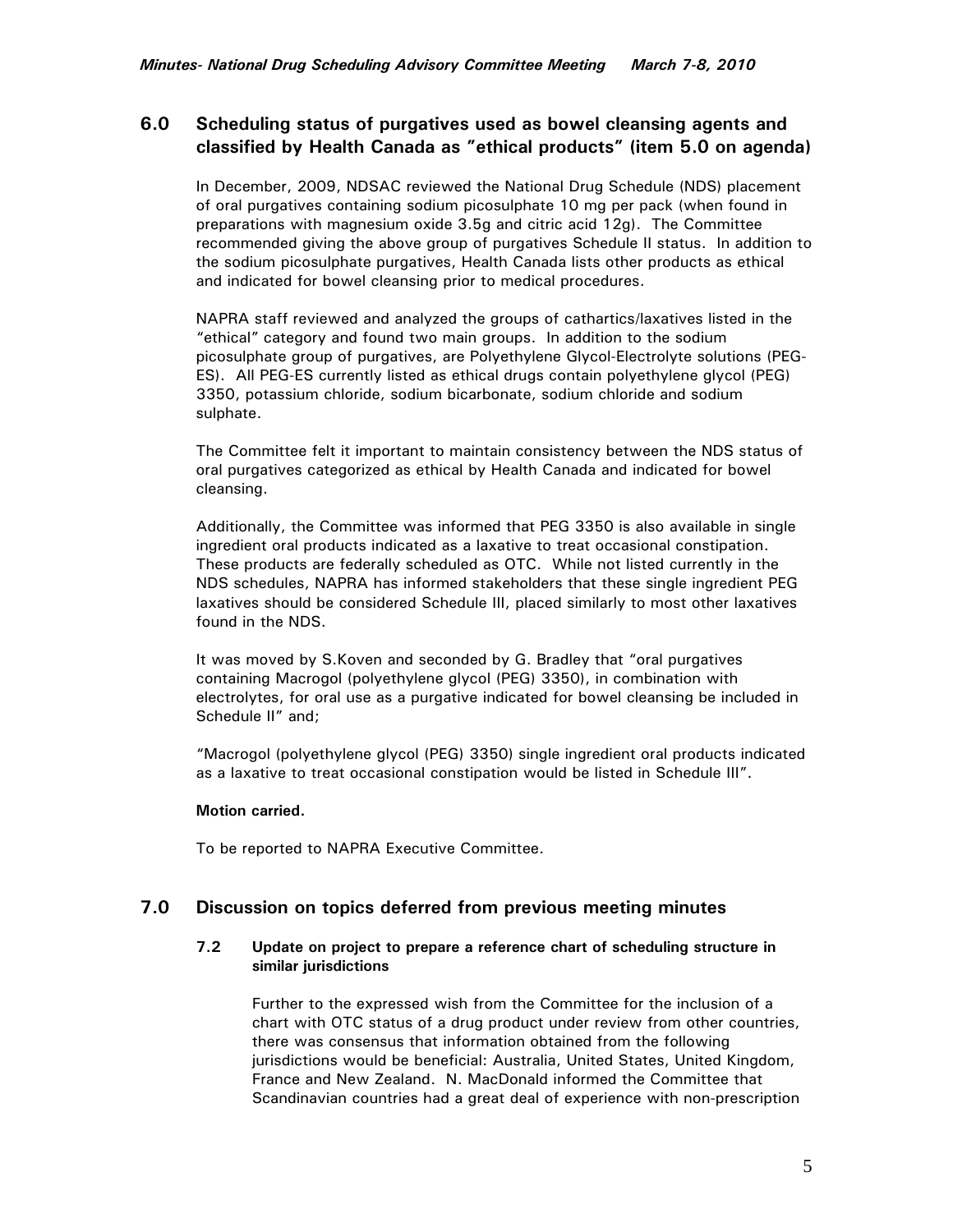## 6.0 Scheduling status of purgatives used as bowel cleansing agents and classified by Health Canada as "ethical products" (item 5.0 on agenda)

In December, 2009, NDSAC reviewed the National Drug Schedule (NDS) placement of oral purgatives containing sodium picosulphate 10 mg per pack (when found in preparations with magnesium oxide 3.5g and citric acid 12g). The Committee recommended giving the above group of purgatives Schedule II status. In addition to the sodium picosulphate purgatives, Health Canada lists other products as ethical and indicated for bowel cleansing prior to medical procedures.

NAPRA staff reviewed and analyzed the groups of cathartics/laxatives listed in the "ethical" category and found two main groups. In addition to the sodium picosulphate group of purgatives, are Polyethylene Glycol-Electrolyte solutions (PEG-ES). All PEG-ES currently listed as ethical drugs contain polyethylene glycol (PEG) 3350, potassium chloride, sodium bicarbonate, sodium chloride and sodium sulphate.

The Committee felt it important to maintain consistency between the NDS status of oral purgatives categorized as ethical by Health Canada and indicated for bowel cleansing.

Additionally, the Committee was informed that PEG 3350 is also available in single ingredient oral products indicated as a laxative to treat occasional constipation. These products are federally scheduled as OTC. While not listed currently in the NDS schedules, NAPRA has informed stakeholders that these single ingredient PEG laxatives should be considered Schedule III, placed similarly to most other laxatives found in the NDS.

It was moved by S.Koven and seconded by G. Bradley that "oral purgatives containing Macrogol (polyethylene glycol (PEG) 3350), in combination with electrolytes, for oral use as a purgative indicated for bowel cleansing be included in Schedule II" and;

"Macrogol (polyethylene glycol (PEG) 3350) single ingredient oral products indicated as a laxative to treat occasional constipation would be listed in Schedule III".

**Motion carried.**

To be reported to NAPRA Executive Committee.

## 7.0 Discussion on topics deferred from previous meeting minutes

### 7.2 Update on project to prepare a reference chart of scheduling structure in similar jurisdictions

Further to the expressed wish from the Committee for the inclusion of a chart with OTC status of a drug product under review from other countries, there was consensus that information obtained from the following jurisdictions would be beneficial: Australia, United States, United Kingdom, France and New Zealand. N. MacDonald informed the Committee that Scandinavian countries had a great deal of experience with non-prescription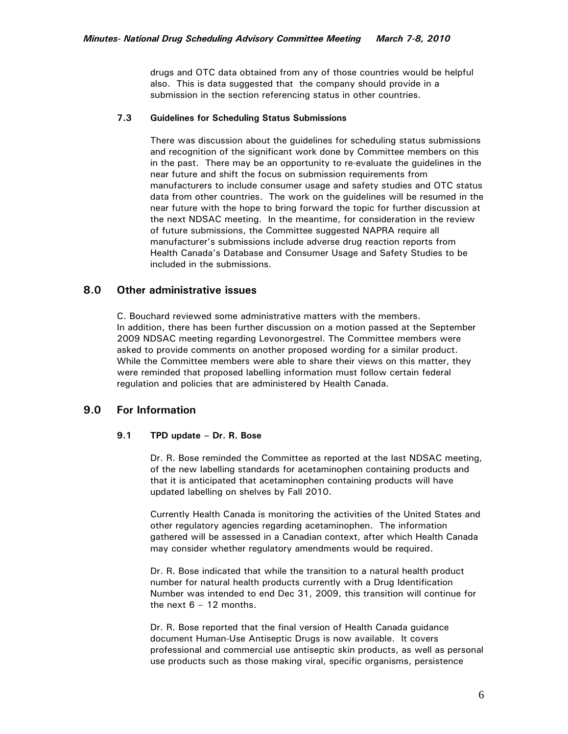drugs and OTC data obtained from any of those countries would be helpful also. This is data suggested that the company should provide in a submission in the section referencing status in other countries.

### 7.3 Guidelines for Scheduling Status Submissions

There was discussion about the guidelines for scheduling status submissions and recognition of the significant work done by Committee members on this in the past. There may be an opportunity to re-evaluate the guidelines in the near future and shift the focus on submission requirements from manufacturers to include consumer usage and safety studies and OTC status data from other countries. The work on the guidelines will be resumed in the near future with the hope to bring forward the topic for further discussion at the next NDSAC meeting. In the meantime, for consideration in the review of future submissions, the Committee suggested NAPRA require all manufacturer's submissions include adverse drug reaction reports from Health Canada's Database and Consumer Usage and Safety Studies to be included in the submissions.

## 8.0 Other administrative issues

C. Bouchard reviewed some administrative matters with the members.
In addition, there has been further discussion on a motion passed at the September 2009 NDSAC meeting regarding Levonorgestrel. The Committee members were asked to provide comments on another proposed wording for a similar product. While the Committee members were able to share their views on this matter, they were reminded that proposed labelling information must follow certain federal regulation and policies that are administered by Health Canada.

## 9.0 For Information

### 9.1 TPD update – Dr. R. Bose

Dr. R. Bose reminded the Committee as reported at the last NDSAC meeting, of the new labelling standards for acetaminophen containing products and that it is anticipated that acetaminophen containing products will have updated labelling on shelves by Fall 2010.

Currently Health Canada is monitoring the activities of the United States and other regulatory agencies regarding acetaminophen. The information gathered will be assessed in a Canadian context, after which Health Canada may consider whether regulatory amendments would be required.

Dr. R. Bose indicated that while the transition to a natural health product number for natural health products currently with a Drug Identification Number was intended to end Dec 31, 2009, this transition will continue for the next 6 – 12 months.

Dr. R. Bose reported that the final version of Health Canada guidance document Human-Use Antiseptic Drugs is now available. It covers professional and commercial use antiseptic skin products, as well as personal use products such as those making viral, specific organisms, persistence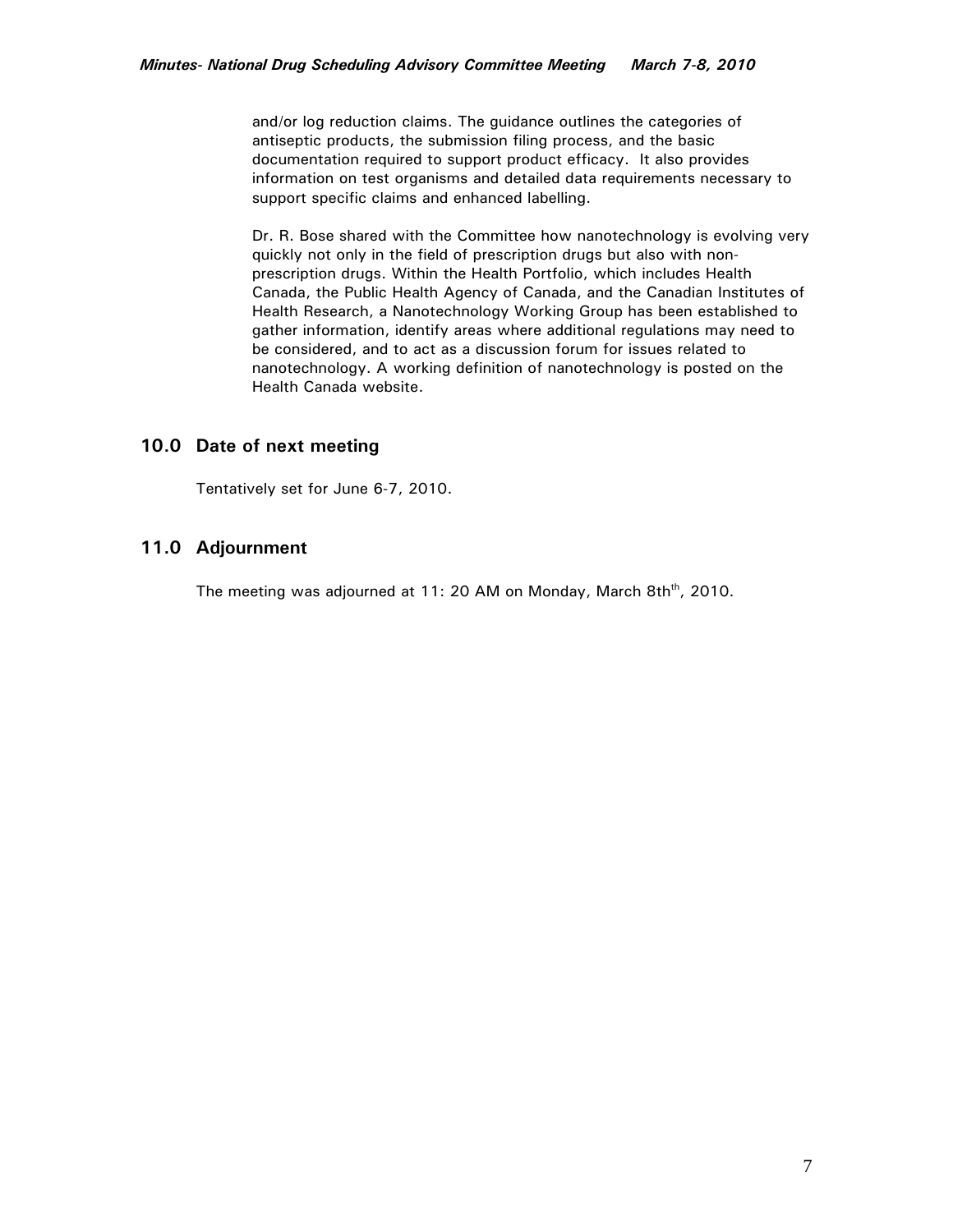and/or log reduction claims. The guidance outlines the categories of antiseptic products, the submission filing process, and the basic documentation required to support product efficacy. It also provides information on test organisms and detailed data requirements necessary to support specific claims and enhanced labelling.

Dr. R. Bose shared with the Committee how nanotechnology is evolving very quickly not only in the field of prescription drugs but also with non-prescription drugs. Within the Health Portfolio, which includes Health Canada, the Public Health Agency of Canada, and the Canadian Institutes of Health Research, a Nanotechnology Working Group has been established to gather information, identify areas where additional regulations may need to be considered, and to act as a discussion forum for issues related to nanotechnology. A working definition of nanotechnology is posted on the Health Canada website.

## 10.0 Date of next meeting

Tentatively set for June 6-7, 2010.

## 11.0 Adjournment

The meeting was adjourned at 11: 20 AM on Monday, March 8th[th], 2010.